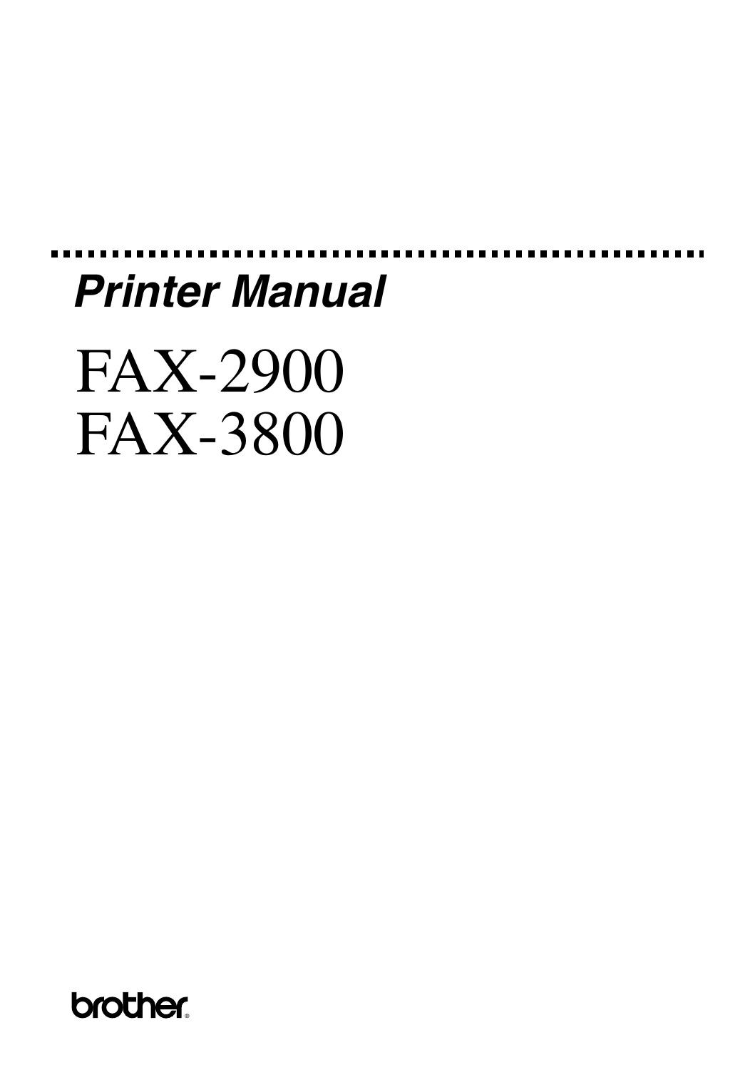# *Printer Manual*

# FAX-2900
# FAX-3800

brother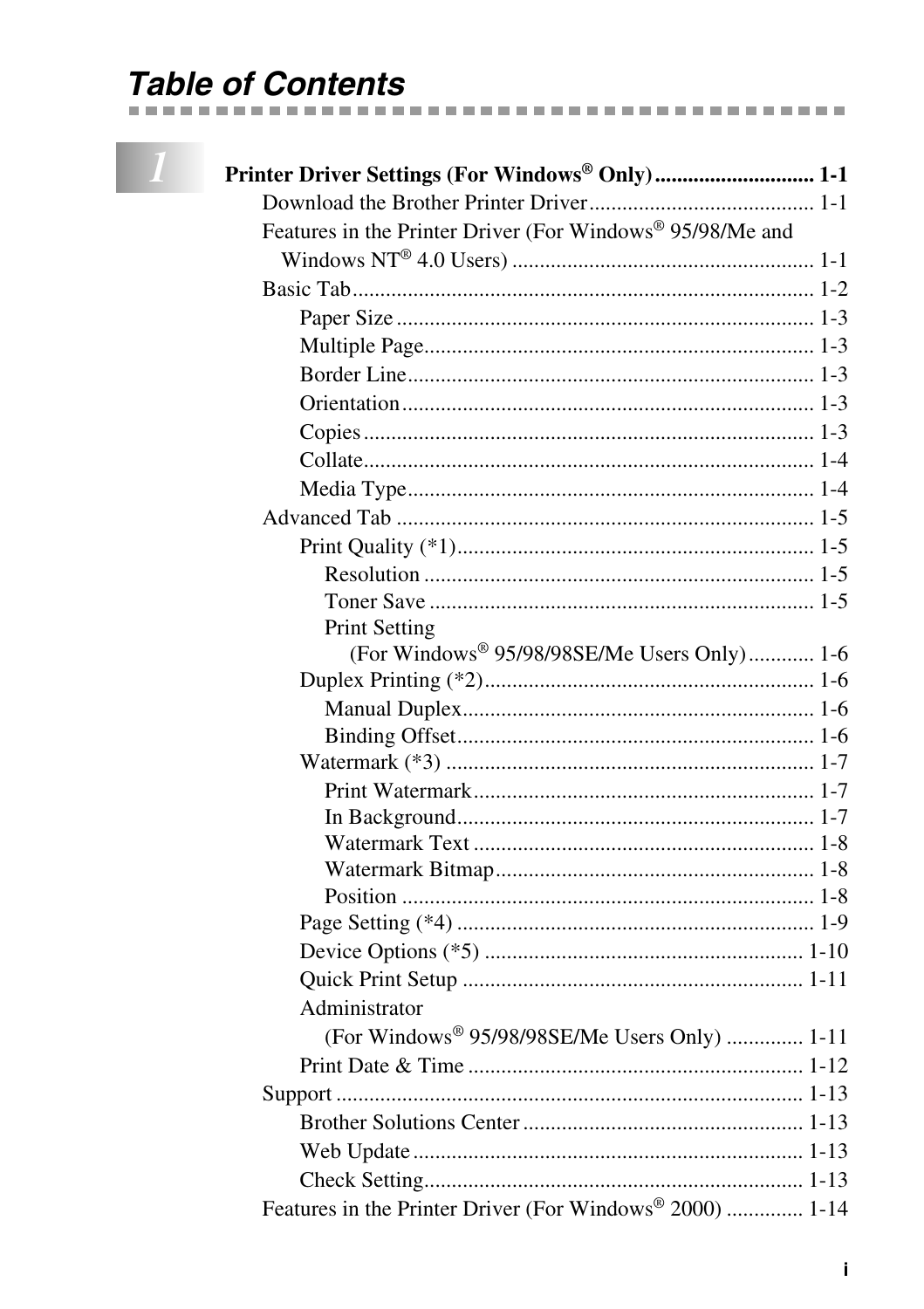# Table of Contents

## 1 Printer Driver Settings (For Windows® Only) ............................ 1-1

- Download the Brother Printer Driver ........................................ 1-1
- Features in the Printer Driver (For Windows® 95/98/Me and Windows NT® 4.0 Users) ...................................................... 1-1
- Basic Tab ................................................................................... 1-2
  - Paper Size ........................................................................... 1-3
  - Multiple Page ...................................................................... 1-3
  - Border Line ......................................................................... 1-3
  - Orientation .......................................................................... 1-3
  - Copies ................................................................................. 1-3
  - Collate ................................................................................. 1-4
  - Media Type ......................................................................... 1-4
- Advanced Tab ........................................................................... 1-5
  - Print Quality (*1) ................................................................ 1-5
    - Resolution ...................................................................... 1-5
    - Toner Save ..................................................................... 1-5
    - Print Setting (For Windows® 95/98/98SE/Me Users Only) ............ 1-6
  - Duplex Printing (*2) ........................................................... 1-6
    - Manual Duplex ............................................................... 1-6
    - Binding Offset ................................................................ 1-6
  - Watermark (*3) .................................................................. 1-7
    - Print Watermark ............................................................. 1-7
    - In Background ................................................................ 1-7
    - Watermark Text ............................................................. 1-8
    - Watermark Bitmap ......................................................... 1-8
    - Position .......................................................................... 1-8
  - Page Setting (*4) ................................................................ 1-9
  - Device Options (*5) .......................................................... 1-10
  - Quick Print Setup ............................................................. 1-11
  - Administrator (For Windows® 95/98/98SE/Me Users Only) ............. 1-11
  - Print Date & Time ............................................................ 1-12
- Support .................................................................................... 1-13
  - Brother Solutions Center .................................................. 1-13
  - Web Update ...................................................................... 1-13
  - Check Setting .................................................................... 1-13
- Features in the Printer Driver (For Windows® 2000) ............. 1-14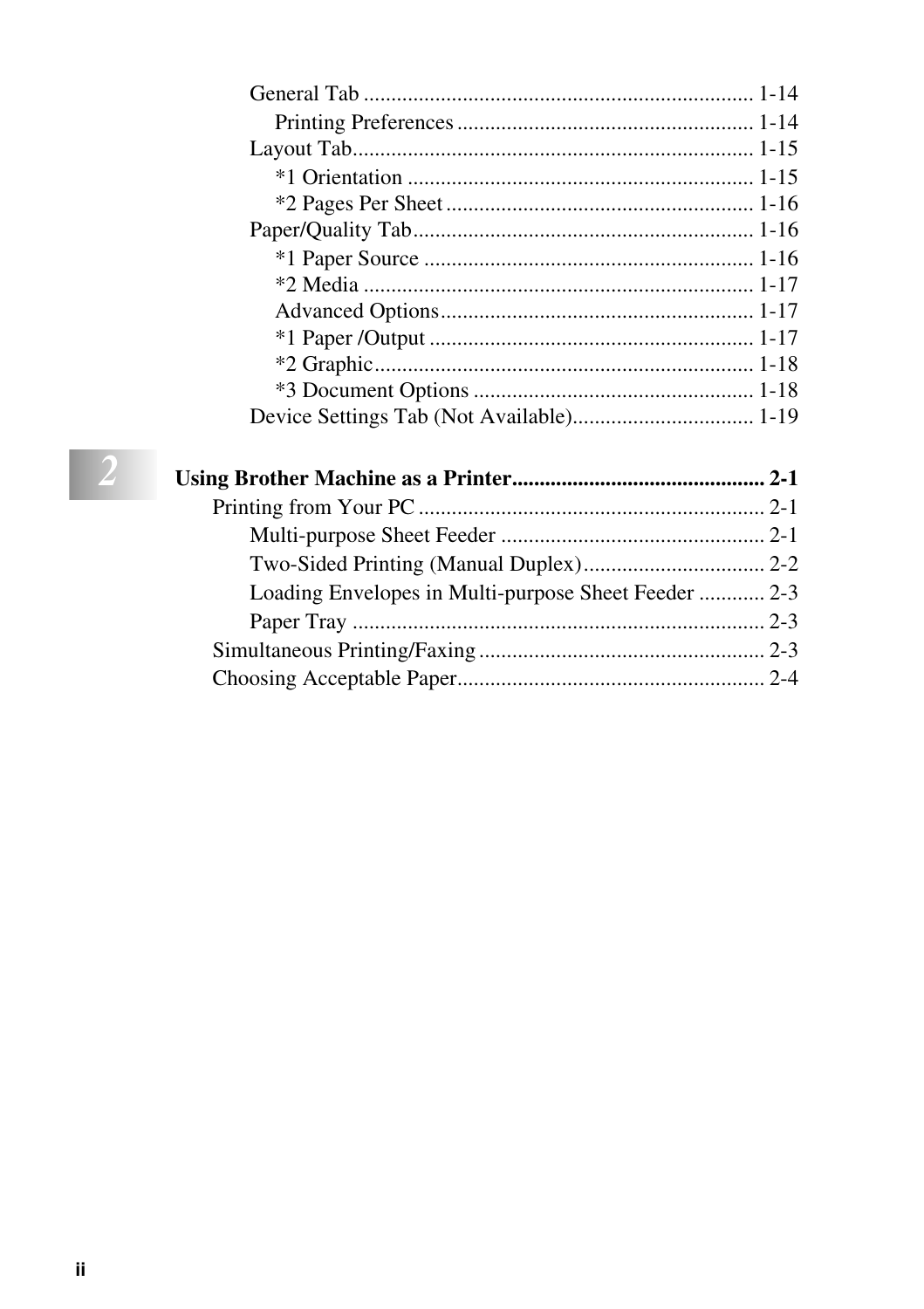General Tab ........................................................................ 1-14

Printing Preferences ...................................................... 1-14

Layout Tab.......................................................................... 1-15

*1 Orientation ................................................................ 1-15

*2 Pages Per Sheet ......................................................... 1-16

Paper/Quality Tab............................................................... 1-16

*1 Paper Source ............................................................. 1-16

*2 Media ........................................................................ 1-17

Advanced Options.......................................................... 1-17

*1 Paper /Output ............................................................ 1-17

*2 Graphic...................................................................... 1-18

*3 Document Options .................................................... 1-18

Device Settings Tab (Not Available)................................. 1-19

**2 Using Brother Machine as a Printer.............................................. 2-1**

Printing from Your PC ............................................................... 2-1

Multi-purpose Sheet Feeder ................................................ 2-1

Two-Sided Printing (Manual Duplex)................................. 2-2

Loading Envelopes in Multi-purpose Sheet Feeder ............ 2-3

Paper Tray ........................................................................... 2-3

Simultaneous Printing/Faxing .................................................... 2-3

Choosing Acceptable Paper........................................................ 2-4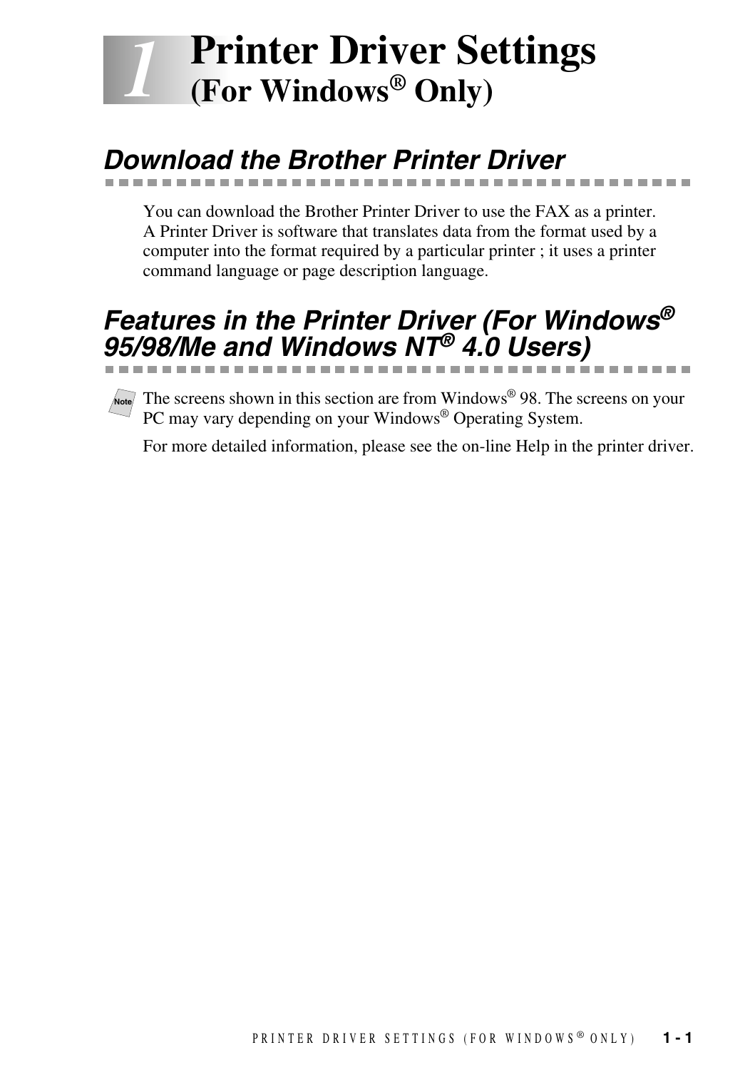# 1 Printer Driver Settings (For Windows® Only)

## Download the Brother Printer Driver

You can download the Brother Printer Driver to use the FAX as a printer. A Printer Driver is software that translates data from the format used by a computer into the format required by a particular printer ; it uses a printer command language or page description language.

## Features in the Printer Driver (For Windows® 95/98/Me and Windows NT® 4.0 Users)

Note: The screens shown in this section are from Windows® 98. The screens on your PC may vary depending on your Windows® Operating System.

For more detailed information, please see the on-line Help in the printer driver.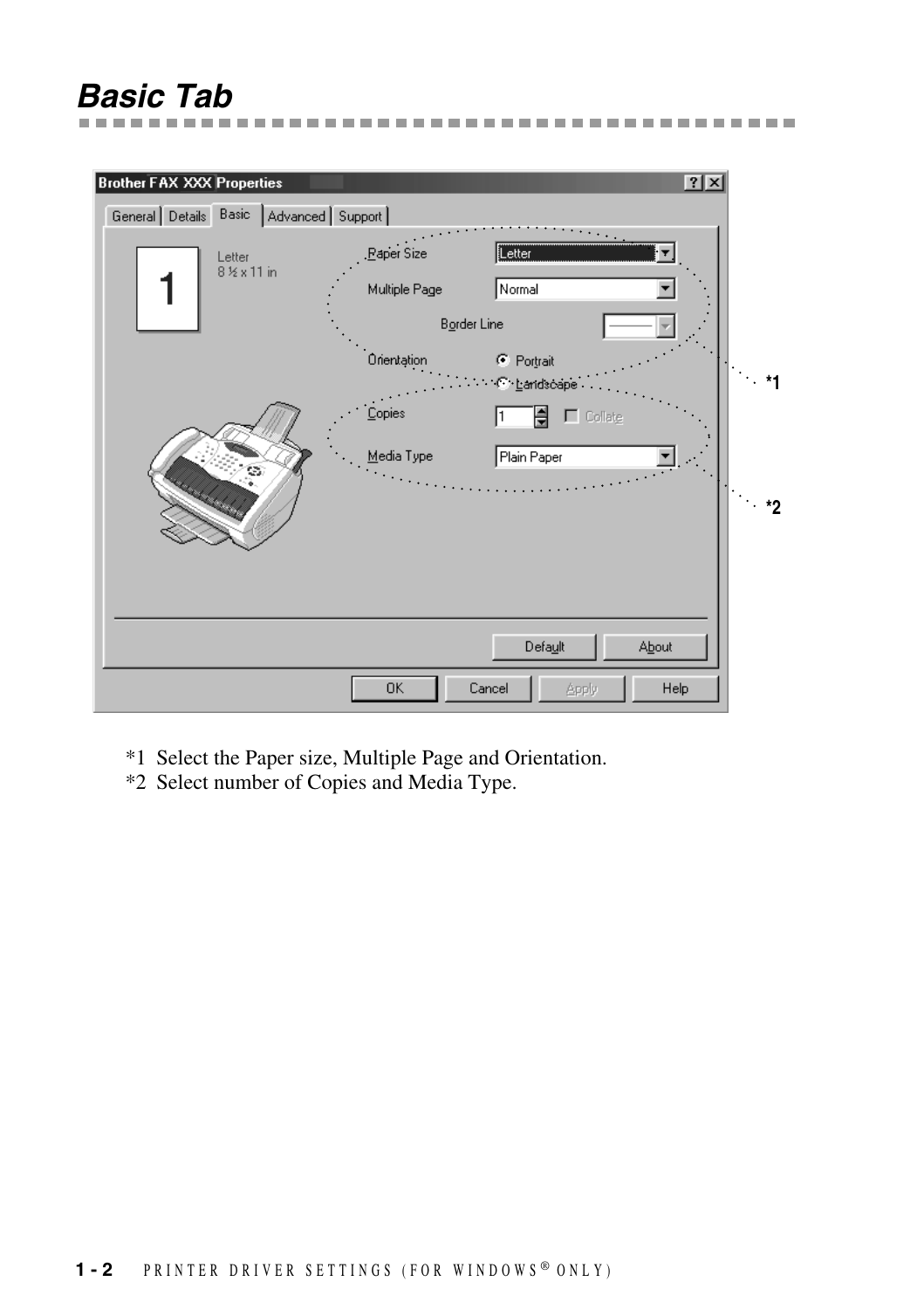## Basic Tab

*1 Select the Paper size, Multiple Page and Orientation.
*2 Select number of Copies and Media Type.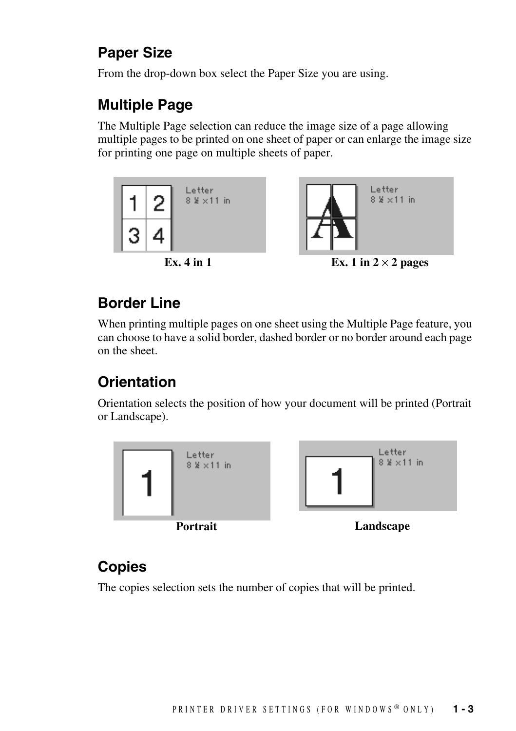## Paper Size

From the drop-down box select the Paper Size you are using.

## Multiple Page

The Multiple Page selection can reduce the image size of a page allowing multiple pages to be printed on one sheet of paper or can enlarge the image size for printing one page on multiple sheets of paper.

**Ex. 4 in 1**

**Ex. 1 in 2 × 2 pages**

## Border Line

When printing multiple pages on one sheet using the Multiple Page feature, you can choose to have a solid border, dashed border or no border around each page on the sheet.

## Orientation

Orientation selects the position of how your document will be printed (Portrait or Landscape).

**Portrait**

**Landscape**

## Copies

The copies selection sets the number of copies that will be printed.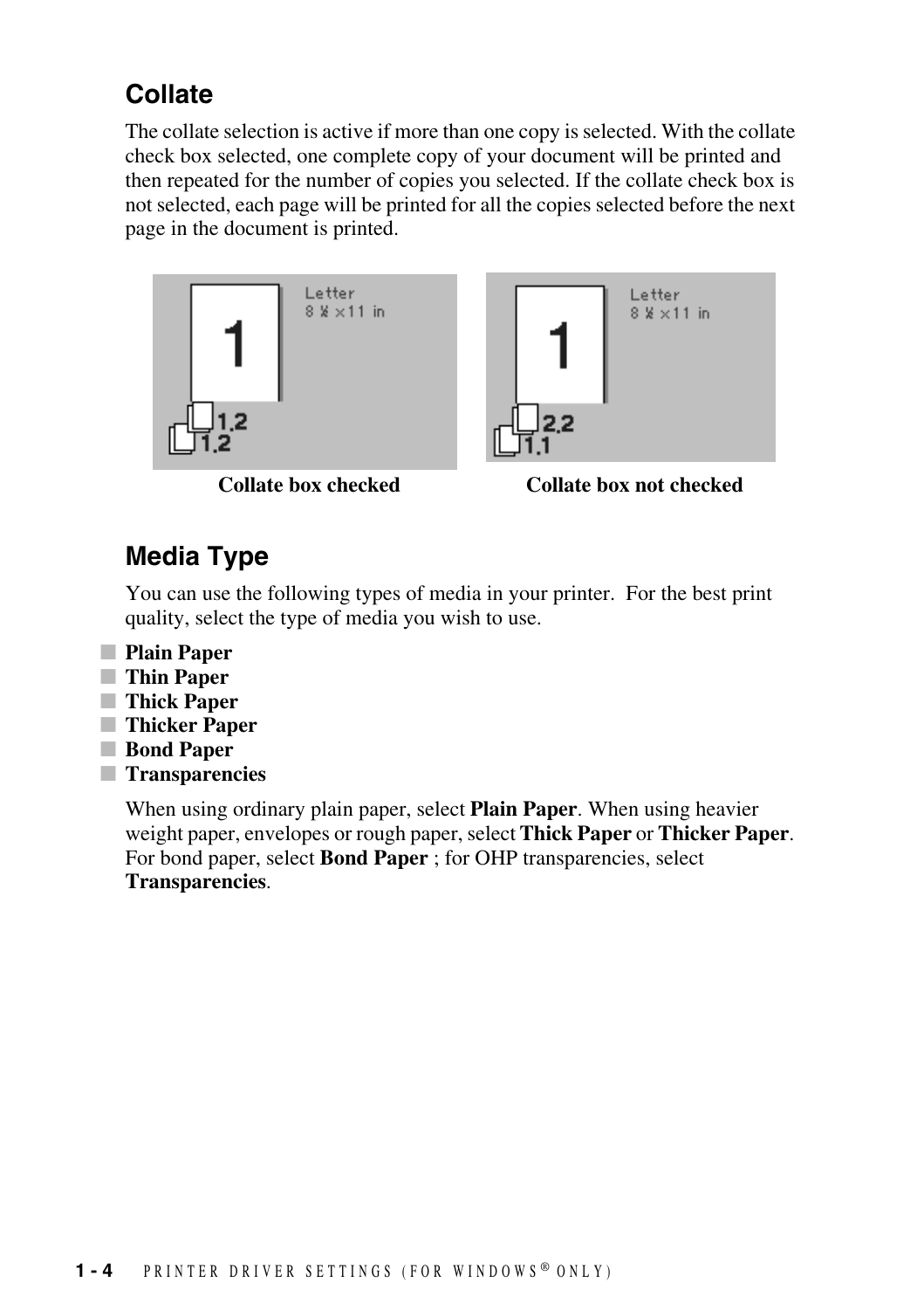## Collate

The collate selection is active if more than one copy is selected. With the collate check box selected, one complete copy of your document will be printed and then repeated for the number of copies you selected. If the collate check box is not selected, each page will be printed for all the copies selected before the next page in the document is printed.

**Collate box checked** **Collate box not checked**

## Media Type

You can use the following types of media in your printer. For the best print quality, select the type of media you wish to use.

- **Plain Paper**
- **Thin Paper**
- **Thick Paper**
- **Thicker Paper**
- **Bond Paper**
- **Transparencies**

When using ordinary plain paper, select **Plain Paper**. When using heavier weight paper, envelopes or rough paper, select **Thick Paper** or **Thicker Paper**. For bond paper, select **Bond Paper** ; for OHP transparencies, select **Transparencies**.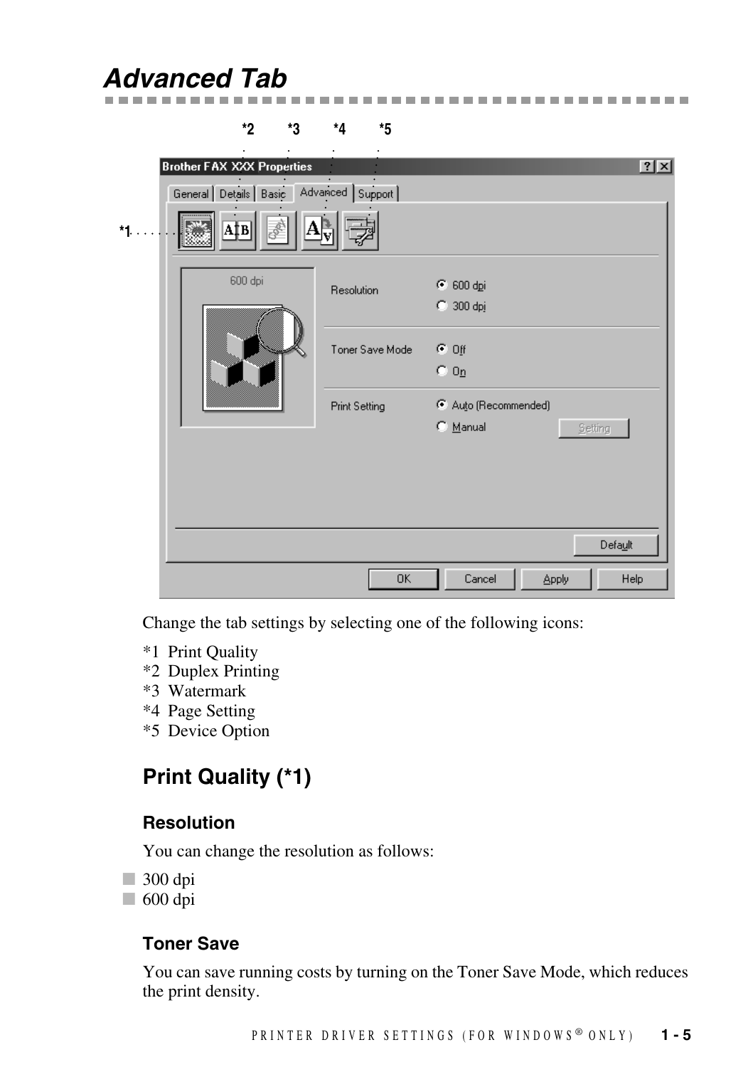## Advanced Tab

Change the tab settings by selecting one of the following icons:

*1 Print Quality
*2 Duplex Printing
*3 Watermark
*4 Page Setting
*5 Device Option

### Print Quality (*1)

#### Resolution

You can change the resolution as follows:

- 300 dpi
- 600 dpi

#### Toner Save

You can save running costs by turning on the Toner Save Mode, which reduces the print density.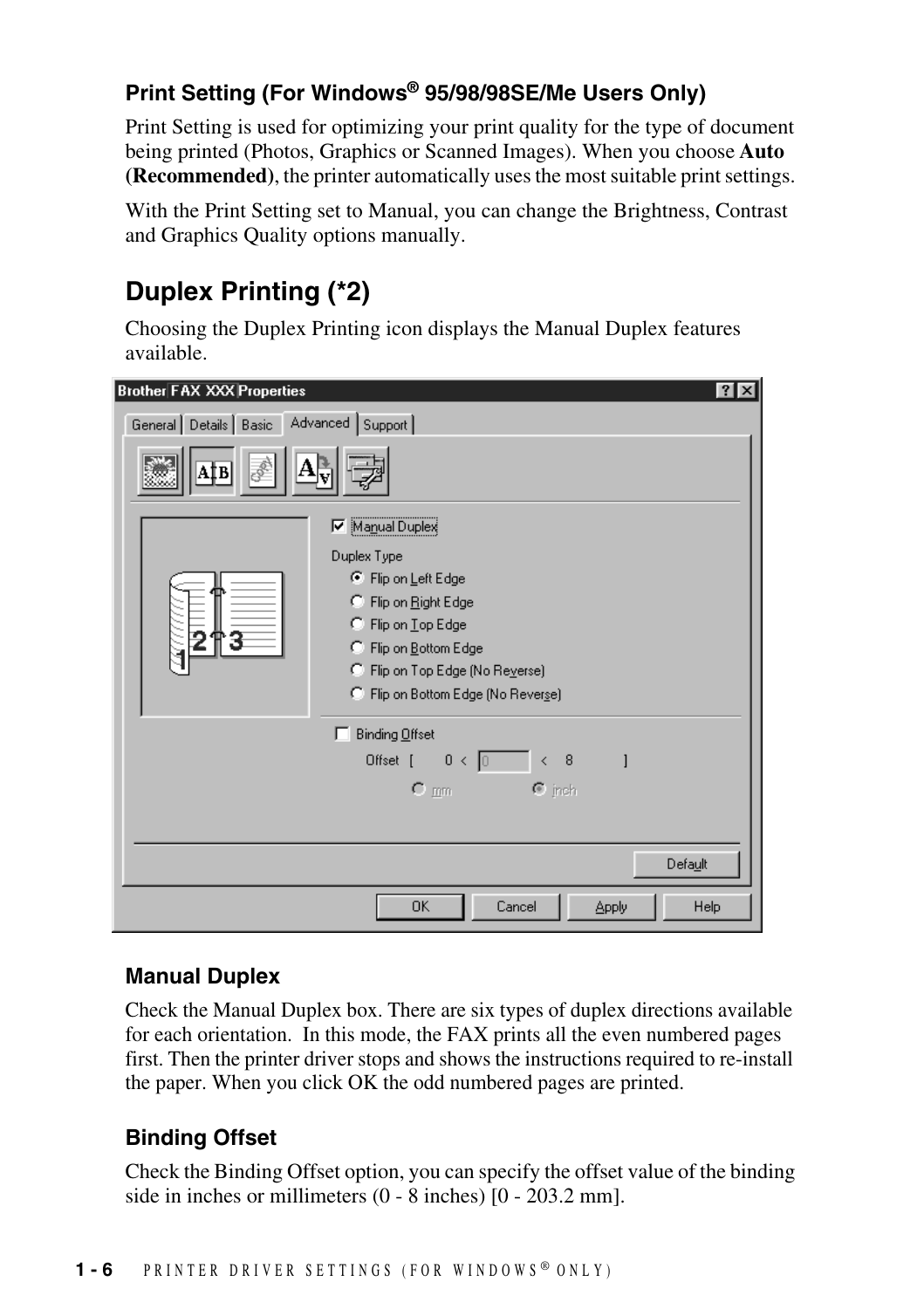### Print Setting (For Windows® 95/98/98SE/Me Users Only)

Print Setting is used for optimizing your print quality for the type of document being printed (Photos, Graphics or Scanned Images). When you choose **Auto (Recommended)**, the printer automatically uses the most suitable print settings.

With the Print Setting set to Manual, you can change the Brightness, Contrast and Graphics Quality options manually.

## Duplex Printing (*2)

Choosing the Duplex Printing icon displays the Manual Duplex features available.

### Manual Duplex

Check the Manual Duplex box. There are six types of duplex directions available for each orientation. In this mode, the FAX prints all the even numbered pages first. Then the printer driver stops and shows the instructions required to re-install the paper. When you click OK the odd numbered pages are printed.

### Binding Offset

Check the Binding Offset option, you can specify the offset value of the binding side in inches or millimeters (0 - 8 inches) [0 - 203.2 mm].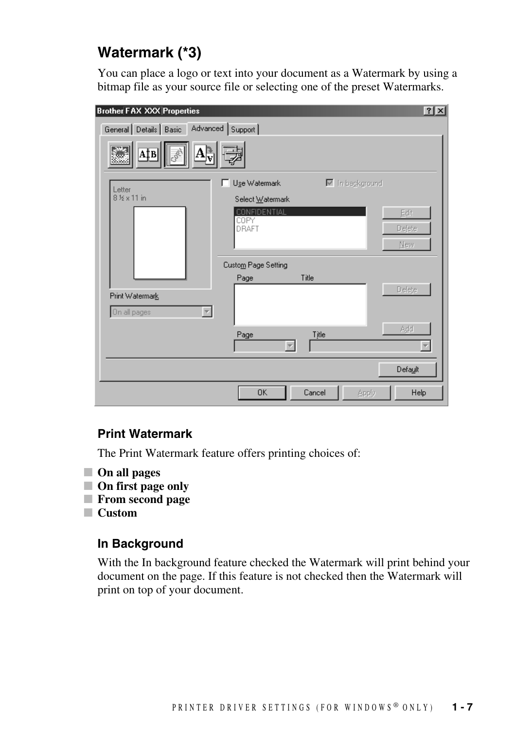## Watermark (*3)

You can place a logo or text into your document as a Watermark by using a bitmap file as your source file or selecting one of the preset Watermarks.

### Print Watermark

The Print Watermark feature offers printing choices of:

- **On all pages**
- **On first page only**
- **From second page**
- **Custom**

### In Background

With the In background feature checked the Watermark will print behind your document on the page. If this feature is not checked then the Watermark will print on top of your document.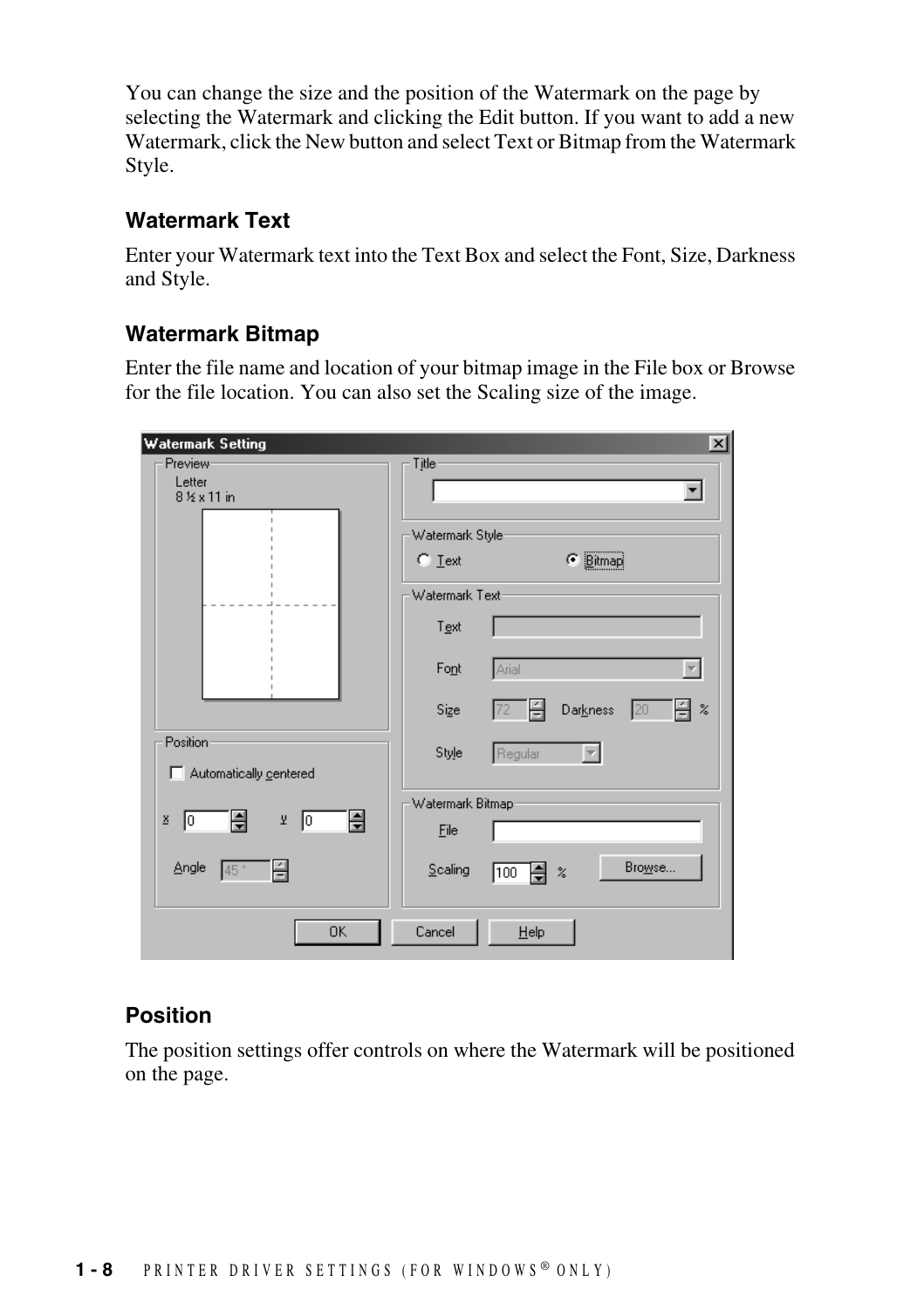You can change the size and the position of the Watermark on the page by selecting the Watermark and clicking the Edit button. If you want to add a new Watermark, click the New button and select Text or Bitmap from the Watermark Style.

### Watermark Text

Enter your Watermark text into the Text Box and select the Font, Size, Darkness and Style.

### Watermark Bitmap

Enter the file name and location of your bitmap image in the File box or Browse for the file location. You can also set the Scaling size of the image.

### Position

The position settings offer controls on where the Watermark will be positioned on the page.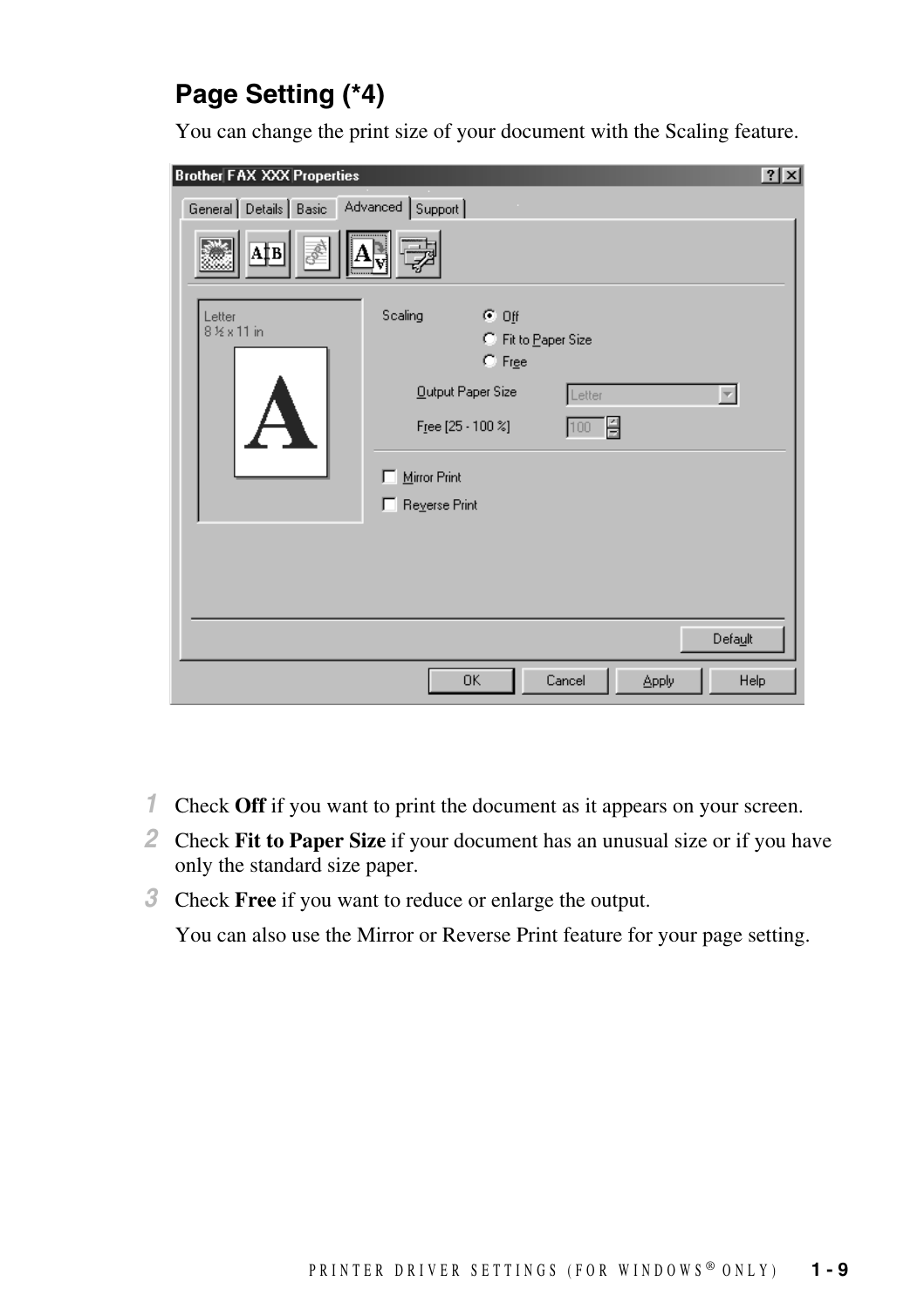## Page Setting (*4)

You can change the print size of your document with the Scaling feature.

1. Check **Off** if you want to print the document as it appears on your screen.
2. Check **Fit to Paper Size** if your document has an unusual size or if you have only the standard size paper.
3. Check **Free** if you want to reduce or enlarge the output.

You can also use the Mirror or Reverse Print feature for your page setting.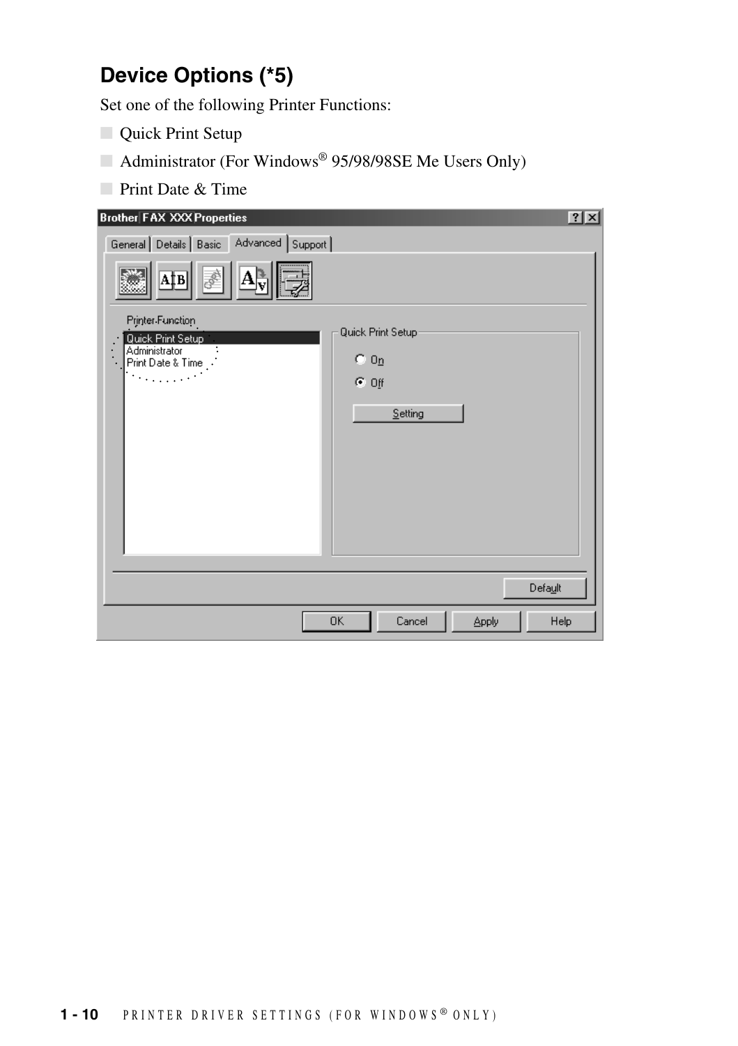## Device Options (*5)

Set one of the following Printer Functions:

- Quick Print Setup
- Administrator (For Windows® 95/98/98SE Me Users Only)
- Print Date & Time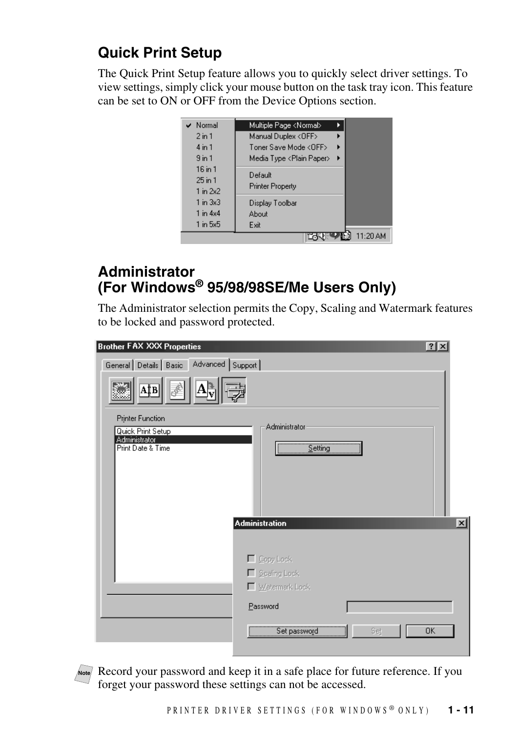## Quick Print Setup

The Quick Print Setup feature allows you to quickly select driver settings. To view settings, simply click your mouse button on the task tray icon. This feature can be set to ON or OFF from the Device Options section.

## Administrator (For Windows® 95/98/98SE/Me Users Only)

The Administrator selection permits the Copy, Scaling and Watermark features to be locked and password protected.

Note: Record your password and keep it in a safe place for future reference. If you forget your password these settings can not be accessed.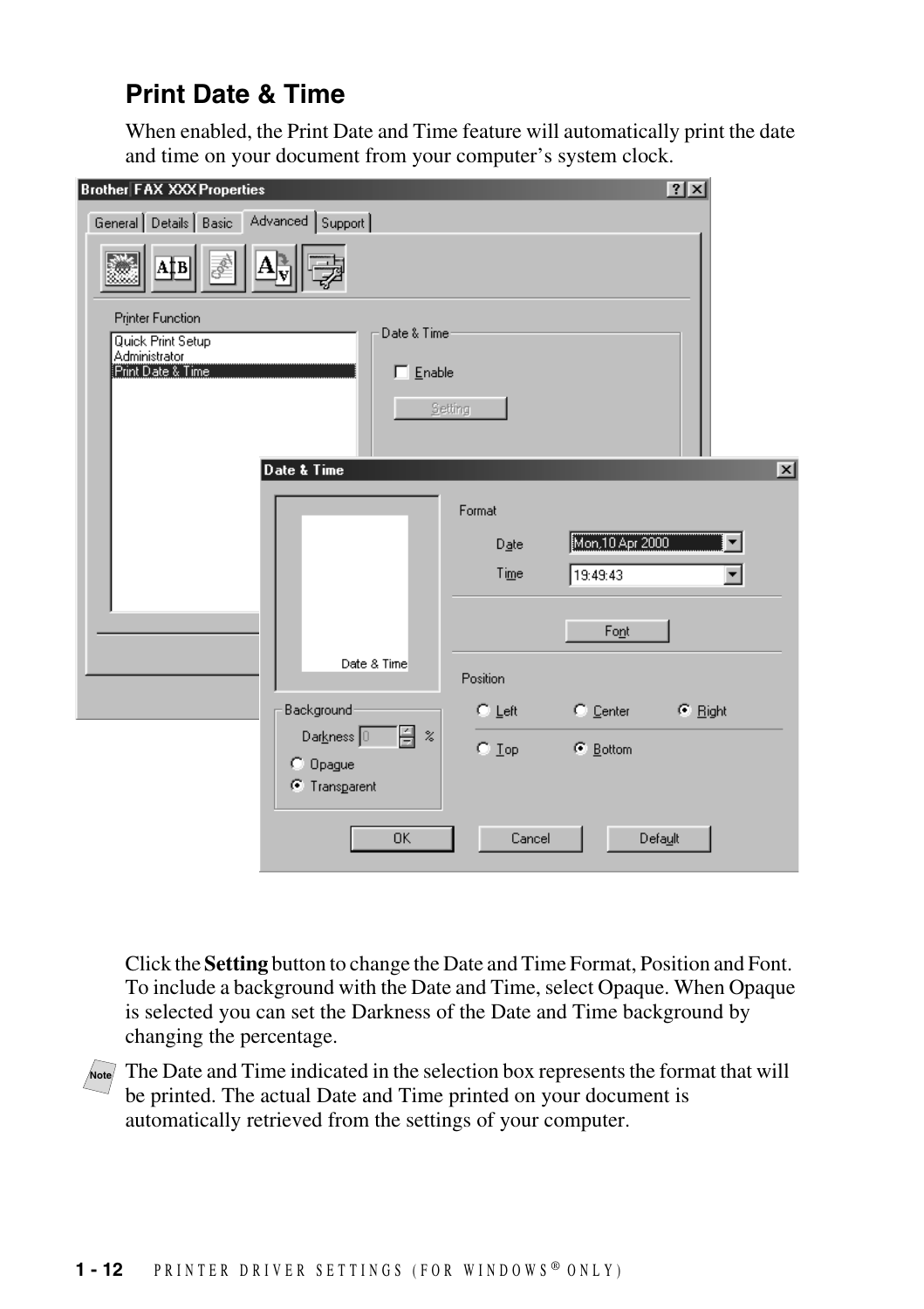## Print Date & Time

When enabled, the Print Date and Time feature will automatically print the date and time on your document from your computer's system clock.

Click the **Setting** button to change the Date and Time Format, Position and Font. To include a background with the Date and Time, select Opaque. When Opaque is selected you can set the Darkness of the Date and Time background by changing the percentage.

Note: The Date and Time indicated in the selection box represents the format that will be printed. The actual Date and Time printed on your document is automatically retrieved from the settings of your computer.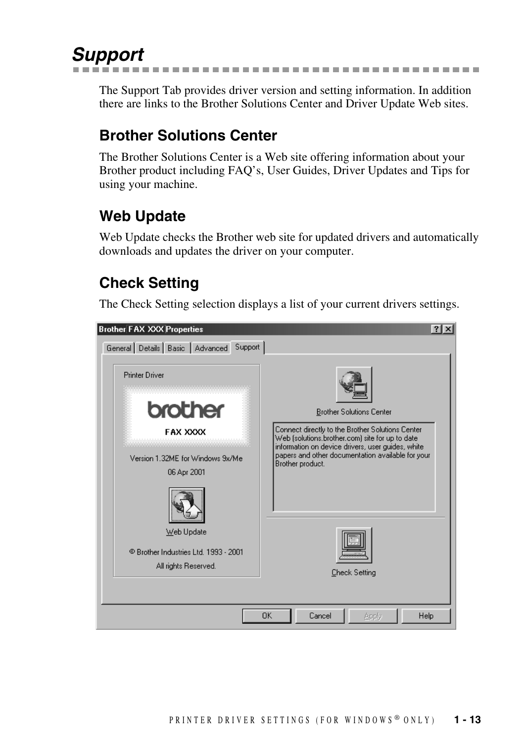## *Support*

The Support Tab provides driver version and setting information. In addition there are links to the Brother Solutions Center and Driver Update Web sites.

### Brother Solutions Center

The Brother Solutions Center is a Web site offering information about your Brother product including FAQ's, User Guides, Driver Updates and Tips for using your machine.

### Web Update

Web Update checks the Brother web site for updated drivers and automatically downloads and updates the driver on your computer.

### Check Setting

The Check Setting selection displays a list of your current drivers settings.

Brother FAX XXX Properties

General | Details | Basic | Advanced | Support

Printer Driver

brother

FAX XXXX

Version 1.32ME for Windows 9x/Me

06 Apr 2001

Web Update

© Brother Industries Ltd. 1993 - 2001

All rights Reserved.

Brother Solutions Center

Connect directly to the Brother Solutions Center Web (solutions.brother.com) site for up to date information on device drivers, user guides, white papers and other documentation available for your Brother product.

Check Setting

OK | Cancel | Apply | Help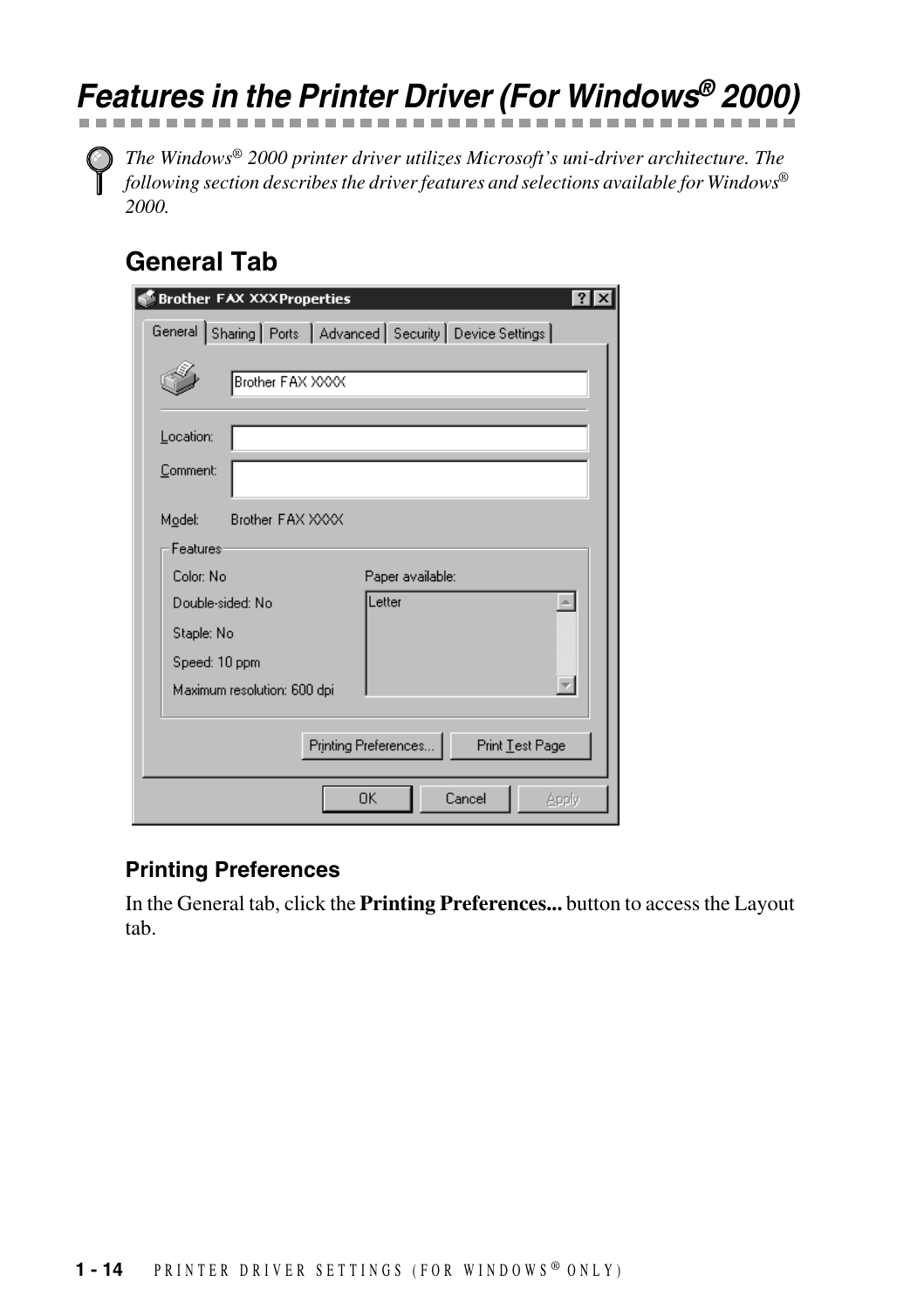# Features in the Printer Driver (For Windows® 2000)

*The Windows® 2000 printer driver utilizes Microsoft's uni-driver architecture. The following section describes the driver features and selections available for Windows® 2000.*

## General Tab

### Printing Preferences

In the General tab, click the **Printing Preferences...** button to access the Layout tab.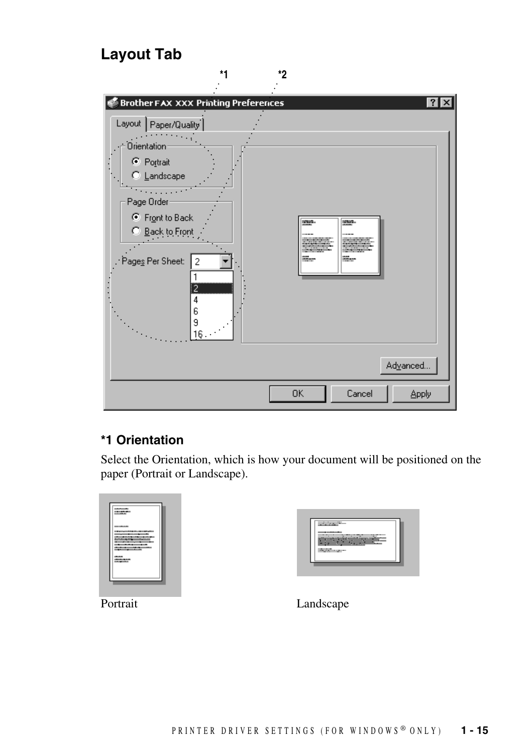## Layout Tab

### *1 Orientation

Select the Orientation, which is how your document will be positioned on the paper (Portrait or Landscape).

Portrait

Landscape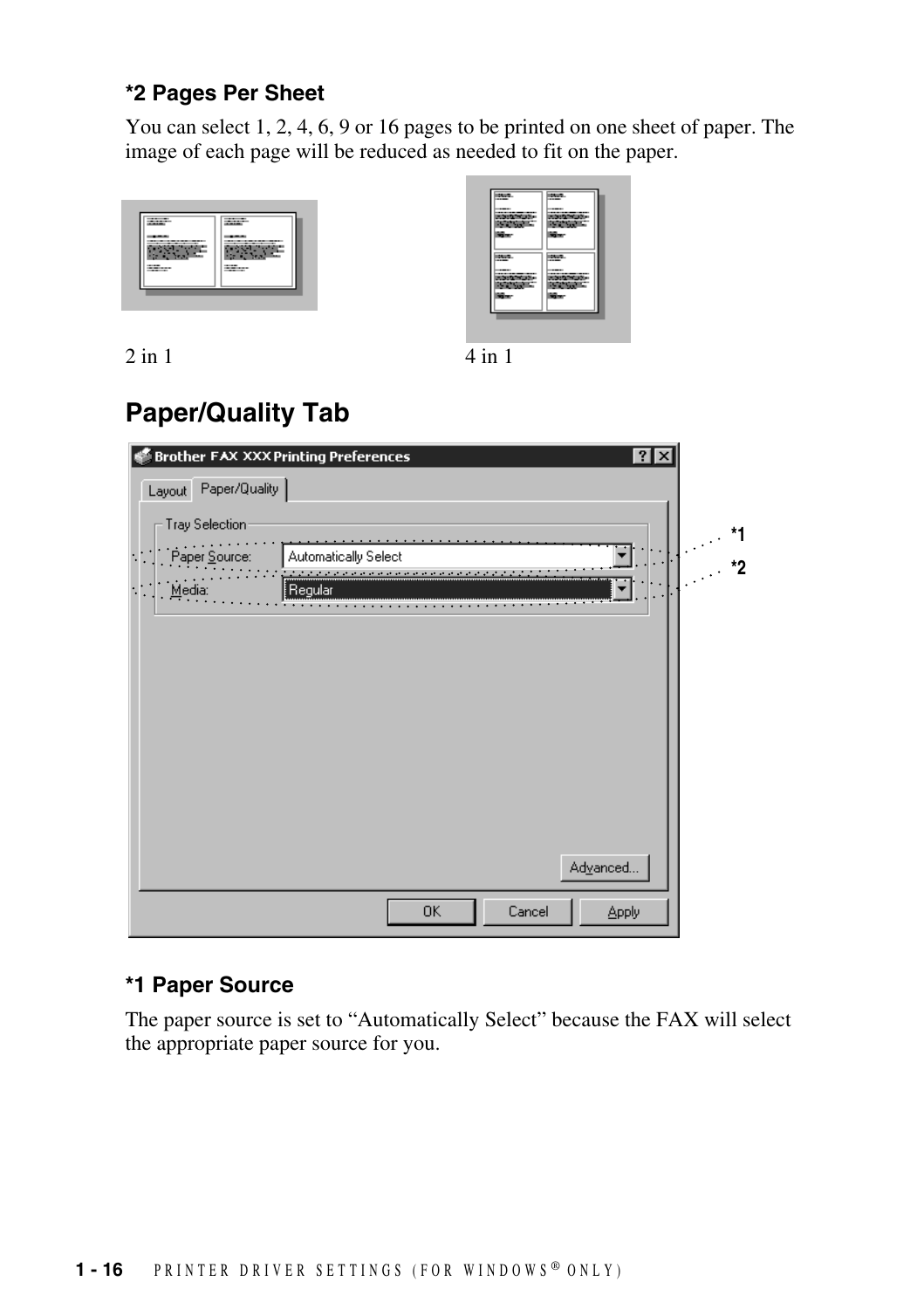### *2 Pages Per Sheet

You can select 1, 2, 4, 6, 9 or 16 pages to be printed on one sheet of paper. The image of each page will be reduced as needed to fit on the paper.

2 in 1

4 in 1

## Paper/Quality Tab

### *1 Paper Source

The paper source is set to “Automatically Select” because the FAX will select the appropriate paper source for you.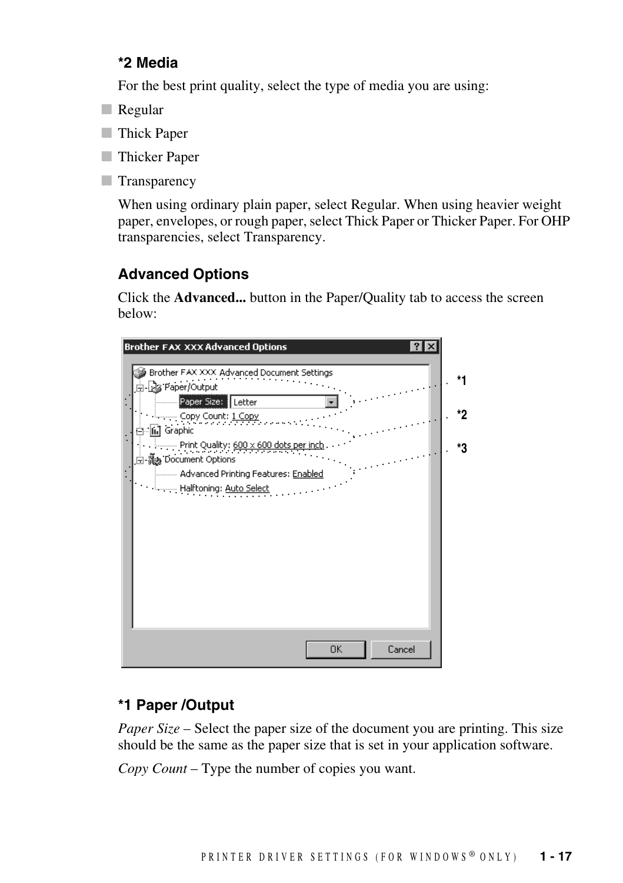### *2 Media

For the best print quality, select the type of media you are using:

- Regular
- Thick Paper
- Thicker Paper
- Transparency

When using ordinary plain paper, select Regular. When using heavier weight paper, envelopes, or rough paper, select Thick Paper or Thicker Paper. For OHP transparencies, select Transparency.

### Advanced Options

Click the **Advanced...** button in the Paper/Quality tab to access the screen below:

### *1 Paper /Output

*Paper Size* – Select the paper size of the document you are printing. This size should be the same as the paper size that is set in your application software.

*Copy Count* – Type the number of copies you want.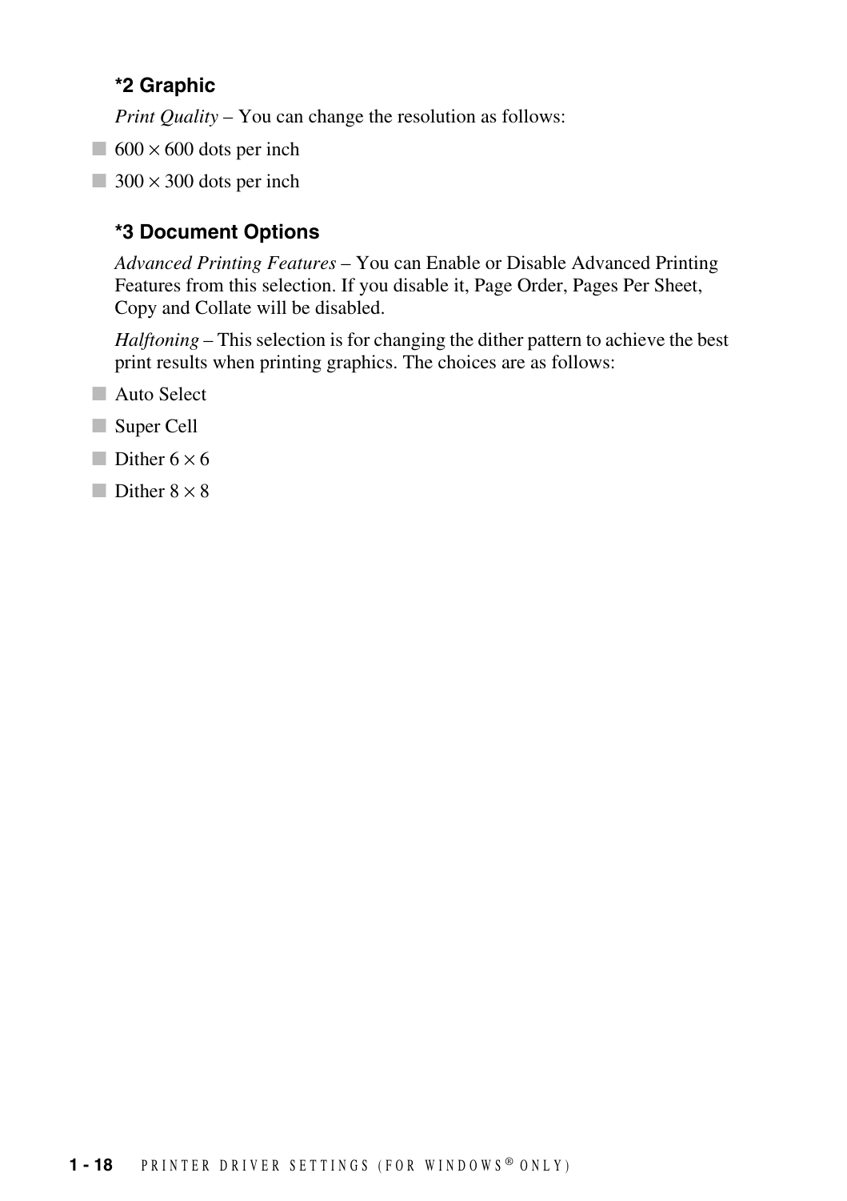### *2 Graphic

*Print Quality* – You can change the resolution as follows:

- 600 × 600 dots per inch
- 300 × 300 dots per inch

### *3 Document Options

*Advanced Printing Features* – You can Enable or Disable Advanced Printing Features from this selection. If you disable it, Page Order, Pages Per Sheet, Copy and Collate will be disabled.

*Halftoning* – This selection is for changing the dither pattern to achieve the best print results when printing graphics. The choices are as follows:

- Auto Select
- Super Cell
- Dither 6 × 6
- Dither 8 × 8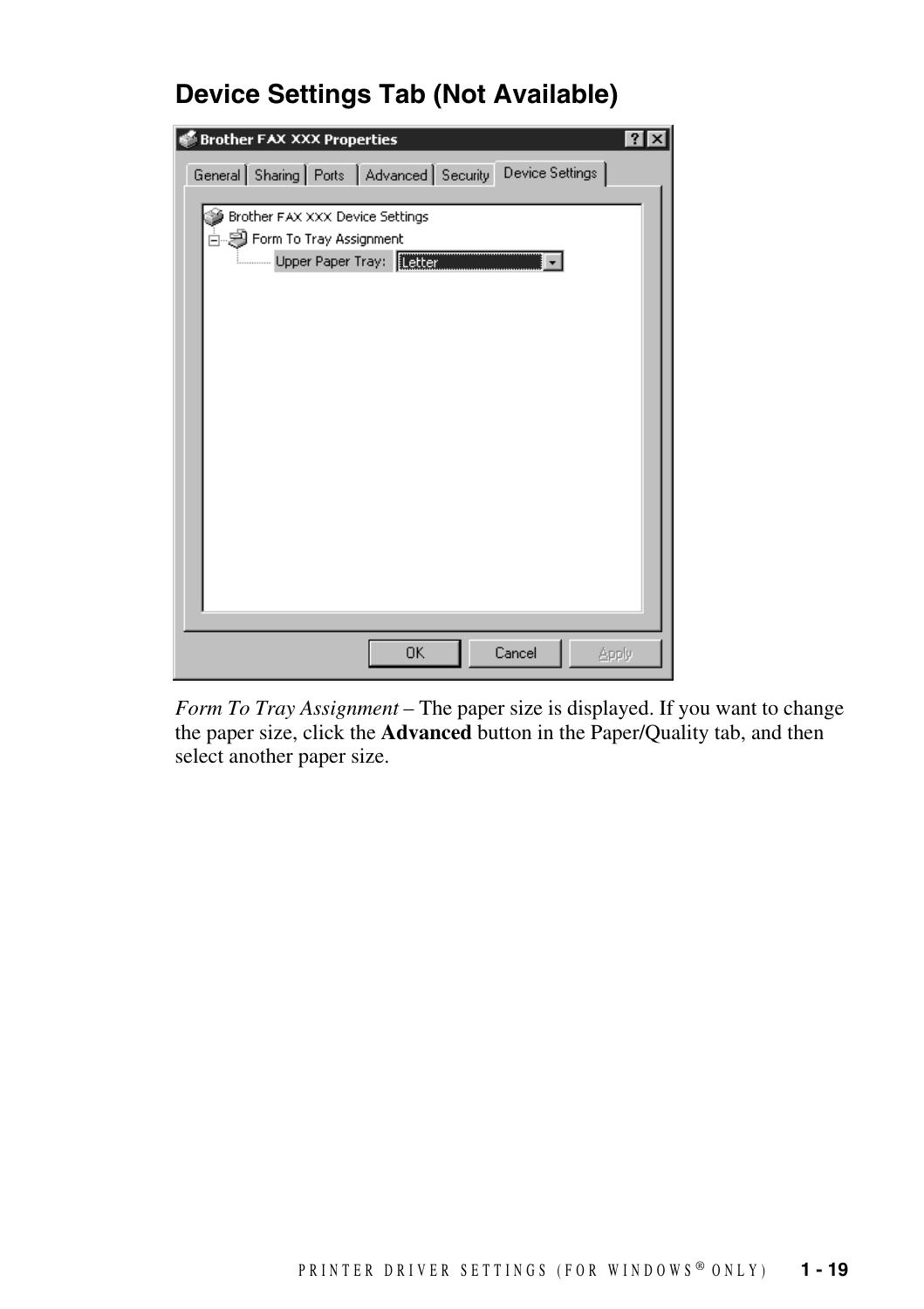## Device Settings Tab (Not Available)

*Form To Tray Assignment* – The paper size is displayed. If you want to change the paper size, click the **Advanced** button in the Paper/Quality tab, and then select another paper size.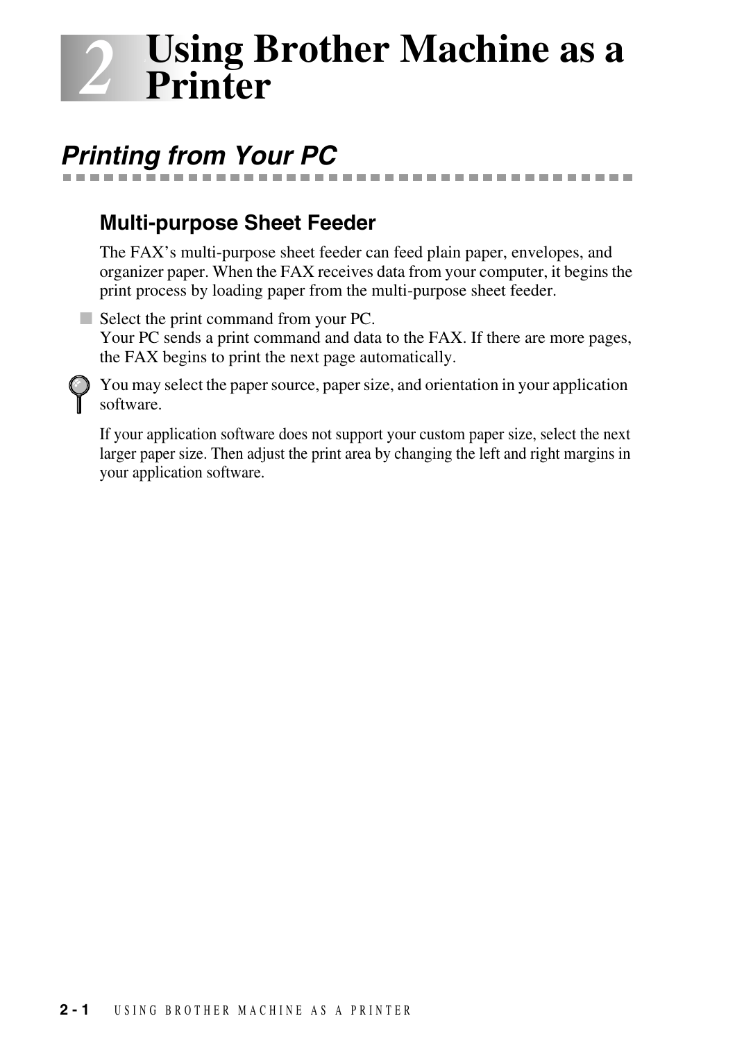# 2 Using Brother Machine as a Printer

## *Printing from Your PC*

### Multi-purpose Sheet Feeder

The FAX's multi-purpose sheet feeder can feed plain paper, envelopes, and organizer paper. When the FAX receives data from your computer, it begins the print process by loading paper from the multi-purpose sheet feeder.

- Select the print command from your PC.
  Your PC sends a print command and data to the FAX. If there are more pages, the FAX begins to print the next page automatically.

You may select the paper source, paper size, and orientation in your application software.

If your application software does not support your custom paper size, select the next larger paper size. Then adjust the print area by changing the left and right margins in your application software.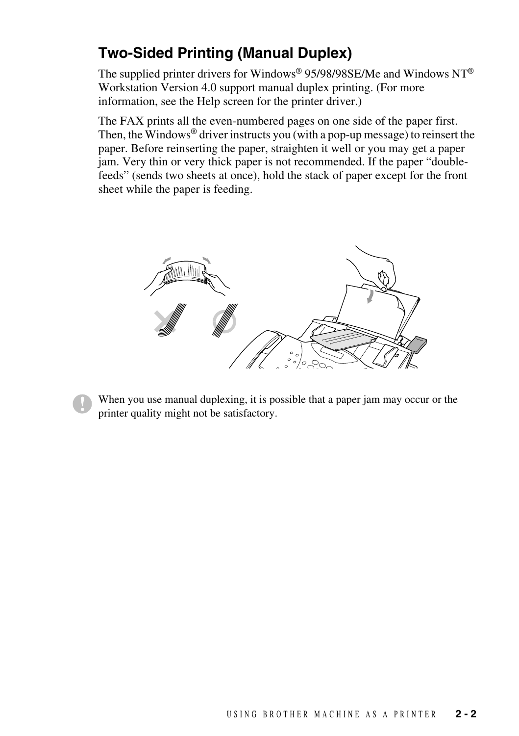## Two-Sided Printing (Manual Duplex)

The supplied printer drivers for Windows® 95/98/98SE/Me and Windows NT® Workstation Version 4.0 support manual duplex printing. (For more information, see the Help screen for the printer driver.)

The FAX prints all the even-numbered pages on one side of the paper first. Then, the Windows® driver instructs you (with a pop-up message) to reinsert the paper. Before reinserting the paper, straighten it well or you may get a paper jam. Very thin or very thick paper is not recommended. If the paper "double-feeds" (sends two sheets at once), hold the stack of paper except for the front sheet while the paper is feeding.

When you use manual duplexing, it is possible that a paper jam may occur or the printer quality might not be satisfactory.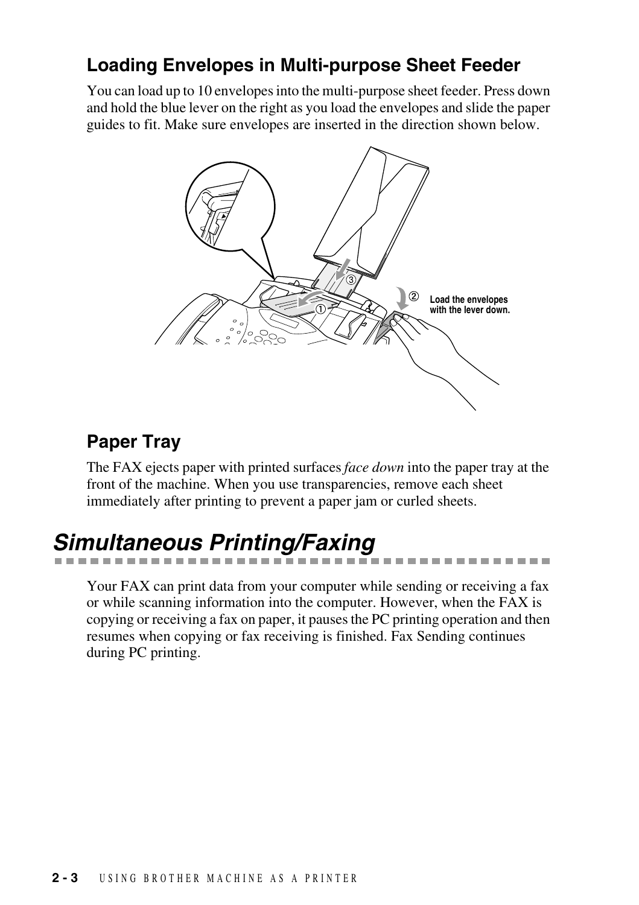### Loading Envelopes in Multi-purpose Sheet Feeder

You can load up to 10 envelopes into the multi-purpose sheet feeder. Press down and hold the blue lever on the right as you load the envelopes and slide the paper guides to fit. Make sure envelopes are inserted in the direction shown below.

Load the envelopes with the lever down.

### Paper Tray

The FAX ejects paper with printed surfaces *face down* into the paper tray at the front of the machine. When you use transparencies, remove each sheet immediately after printing to prevent a paper jam or curled sheets.

## *Simultaneous Printing/Faxing*

Your FAX can print data from your computer while sending or receiving a fax or while scanning information into the computer. However, when the FAX is copying or receiving a fax on paper, it pauses the PC printing operation and then resumes when copying or fax receiving is finished. Fax Sending continues during PC printing.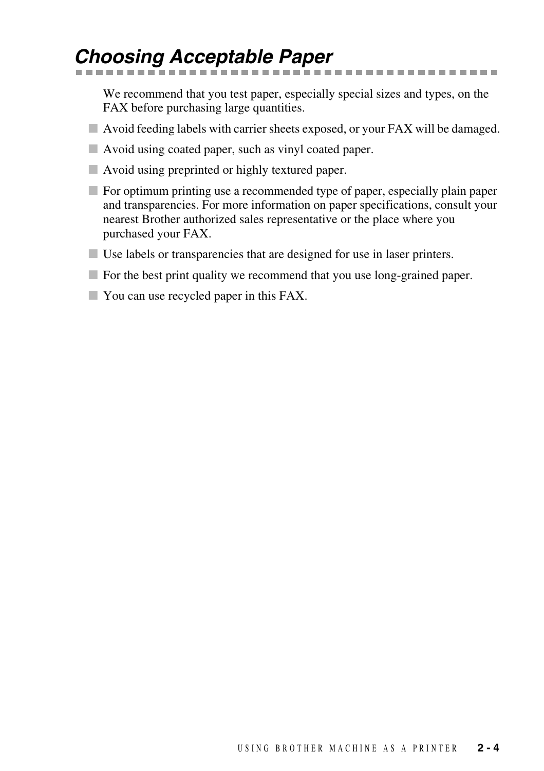## *Choosing Acceptable Paper*

We recommend that you test paper, especially special sizes and types, on the FAX before purchasing large quantities.

- Avoid feeding labels with carrier sheets exposed, or your FAX will be damaged.
- Avoid using coated paper, such as vinyl coated paper.
- Avoid using preprinted or highly textured paper.
- For optimum printing use a recommended type of paper, especially plain paper and transparencies. For more information on paper specifications, consult your nearest Brother authorized sales representative or the place where you purchased your FAX.
- Use labels or transparencies that are designed for use in laser printers.
- For the best print quality we recommend that you use long-grained paper.
- You can use recycled paper in this FAX.